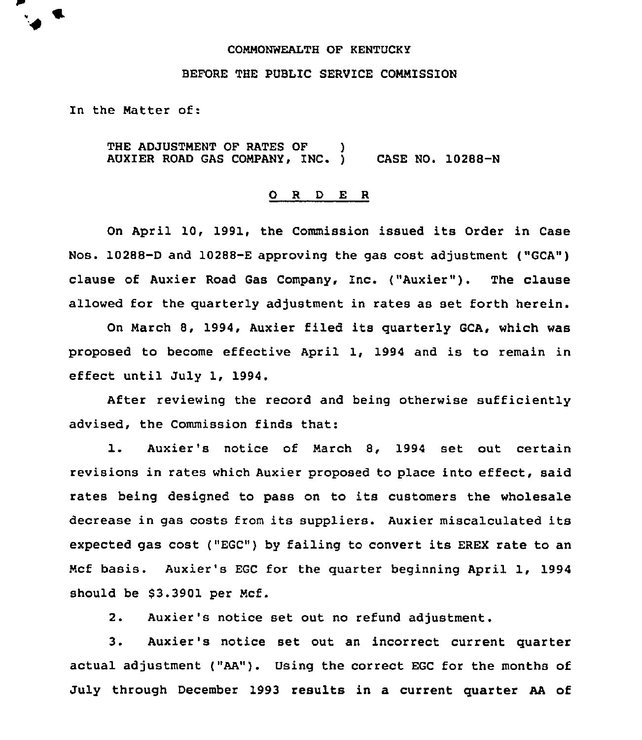COMMONWEALTH OF KENTUCKY

BEFORE THE PUBLIC SERVICE COMMISSION

In the Matter of:

THE ADJUSTMENT OF RATES OF AUXIER ROAD GAS COMPANY, INC. ) CASE NO. 10288-N

## O R D E R

On April 10, 1991, the Commission issued its Order in Case Nos. 10288-D and 10288-E approving the gas cost adjustment ("GCA") clause of Auxier Road Gas Company, Inc. ("Auxier"). The clause allowed for the quarterly adjustment in rates as set forth herein.

On March 8, 1994, Auxier filed its quarterly GCA, which was proposed to become effective April 1, 1994 and is to remain in effect until July 1, 1994.

After reviewing the record and being otherwise sufficiently advised, the Commission finds that:

1. Auxier's notice of March 8, 1994 set out certain revisions in rates which Auxier proposed to place into effect, said rates being designed to pass on to its customers the wholesale decrease in gas costs from its suppliers. Auxier miscalculated its expected gas cost ("EGC") by failing to convert its EREX rate to an Mcf basis. Auxier's EGC for the quarter beginning April 1, 1994 should be $3.3901 per Mcf.

2. Auxier's notice set out no refund adjustment.

3. Auxier's notice set out an incorrect current quarter actual adjustment ("AA"). Using the correct EGC for the months of July through December 1993 results in a current quarter AA of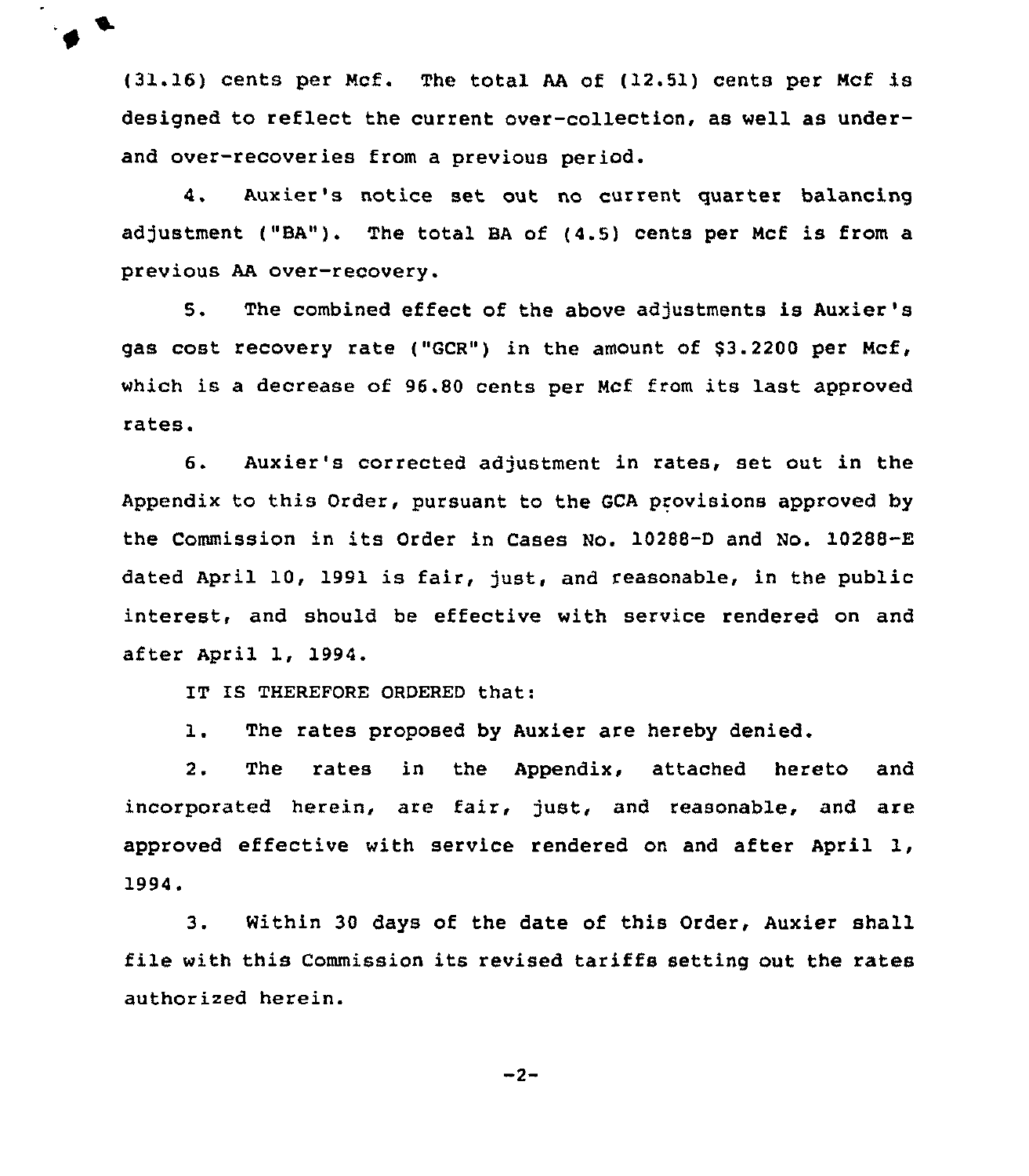(31.16) cents per Mcf. The total AA of (12.51) cents per Mcf is designed to reflect the current over-collection, as well as under- and over-recoveries from a previous period.

4. Auxier's notice set out no current quarter balancing adjustment ("BA"). The total BA of (4.5) cents per Mcf is from a previous AA over-recovery.

5. The combined effect of the above adjustments is Auxier's gas cost recovery rate ("GCR") in the amount of $3.2200 per Mcf, which is a decrease of 96.80 cents per Mcf from its last approved rates.

6. Auxier's corrected adjustment in rates, set out in the Appendix to this Order, pursuant to the GCA provisions approved by the Commission in its Order in Cases No. 10288-D and No. 10288-E dated April 10, 1991 is fair, just, and reasonable, in the public interest, and should be effective with service rendered on and after April 1, 1994.

IT IS THEREFORE ORDERED that:

1. The rates proposed by Auxier are hereby denied.

2. The rates in the Appendix, attached hereto and incorporated herein, are fair, just, and reasonable, and are approved effective with service rendered on and after April 1, 1994.

3. Within 30 days of the date of this Order, Auxier shall file with this Commission its revised tariffs setting out the rates authorized herein.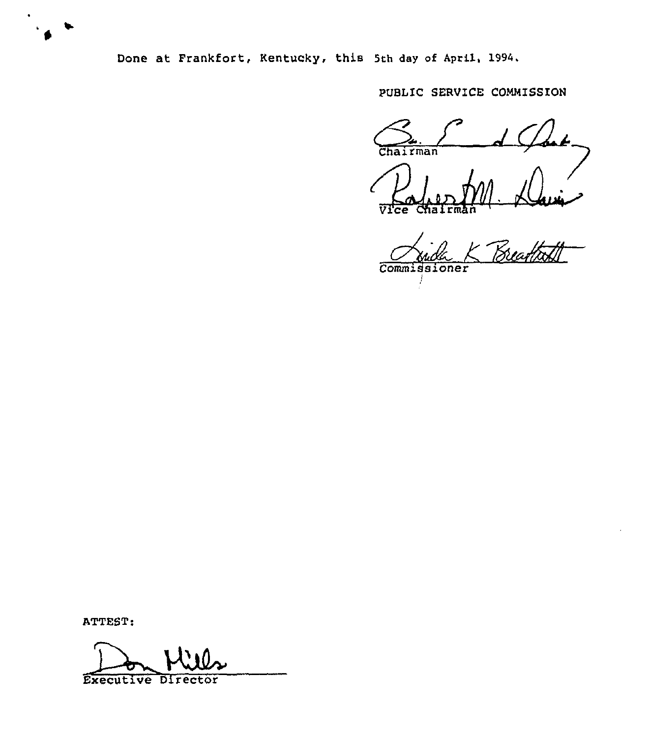Done at Frankfort, Kentucky, this 5th day of April, 1994.

PUBLIC SERVICE COMMISSION

Chairman

Vice Chairman

Commissioner

ATTEST:

Executive Director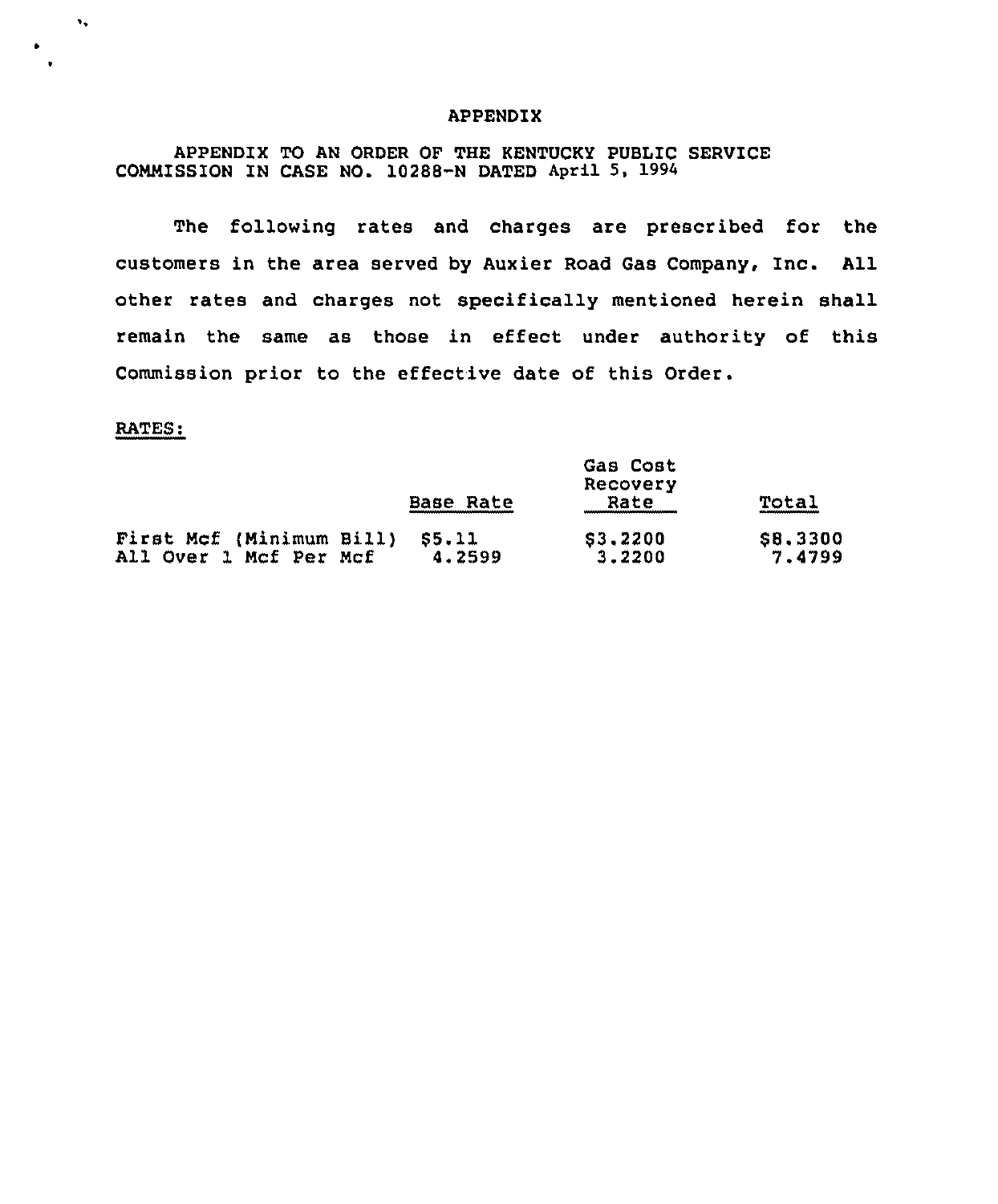# APPENDIX

APPENDIX TO AN ORDER OF THE KENTUCKY PUBLIC SERVICE COMMISSION IN CASE NO. 10288-N DATED April 5, 1994

The following rates and charges are prescribed for the customers in the area served by Auxier Road Gas Company, Inc. All other rates and charges not specifically mentioned herein shall remain the same as those in effect under authority of this Commission prior to the effective date of this Order.

RATES:

| | Base Rate | Gas Cost Recovery Rate | Total |
|---|---|---|---|
| First Mcf (Minimum Bill) | $5.11 | $3.2200 | $8.3300 |
| All Over 1 Mcf Per Mcf | 4.2599 | 3.2200 | 7.4799 |